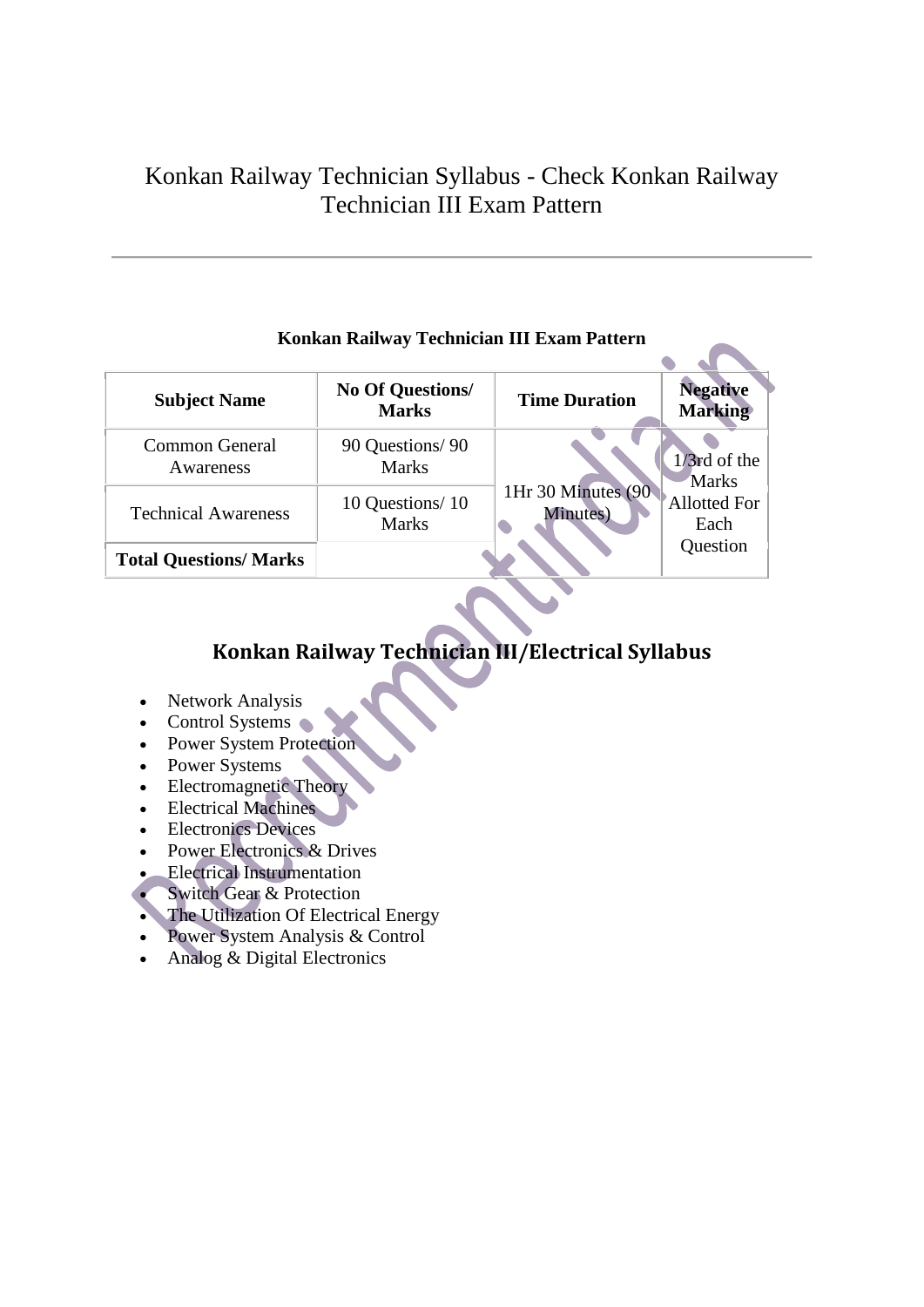# Konkan Railway Technician Syllabus - Check Konkan Railway Technician III Exam Pattern

---

**Konkan Railway Technician III Exam Pattern**

| Subject Name | No Of Questions/ Marks | Time Duration | Negative Marking |
|---|---|---|---|
| Common General Awareness | 90 Questions/ 90 Marks | 1Hr 30 Minutes (90 Minutes) | 1/3rd of the Marks Allotted For Each Question |
| Technical Awareness | 10 Questions/ 10 Marks | | |
| **Total Questions/ Marks** | | | |

## Konkan Railway Technician III/Electrical Syllabus

- Network Analysis
- Control Systems
- Power System Protection
- Power Systems
- Electromagnetic Theory
- Electrical Machines
- Electronics Devices
- Power Electronics & Drives
- Electrical Instrumentation
- Switch Gear & Protection
- The Utilization Of Electrical Energy
- Power System Analysis & Control
- Analog & Digital Electronics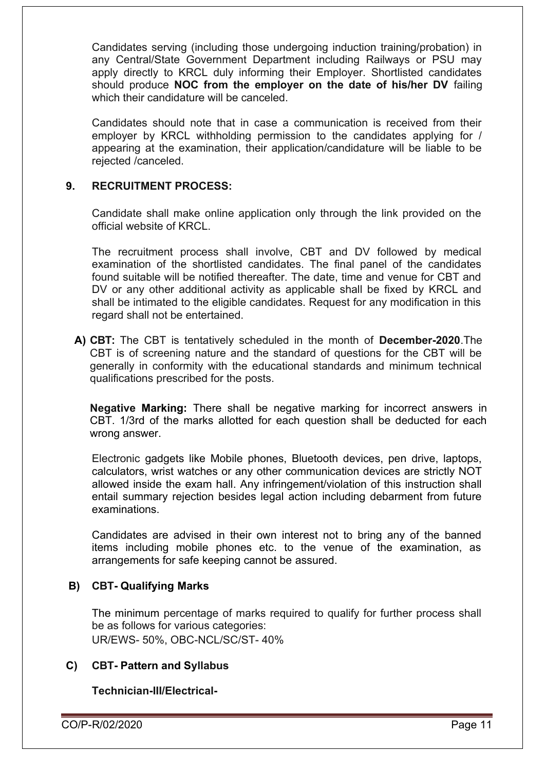Candidates serving (including those undergoing induction training/probation) in any Central/State Government Department including Railways or PSU may apply directly to KRCL duly informing their Employer. Shortlisted candidates should produce **NOC from the employer on the date of his/her DV** failing which their candidature will be canceled.

Candidates should note that in case a communication is received from their employer by KRCL withholding permission to the candidates applying for / appearing at the examination, their application/candidature will be liable to be rejected /canceled.

## 9. RECRUITMENT PROCESS:

Candidate shall make online application only through the link provided on the official website of KRCL.

The recruitment process shall involve, CBT and DV followed by medical examination of the shortlisted candidates. The final panel of the candidates found suitable will be notified thereafter. The date, time and venue for CBT and DV or any other additional activity as applicable shall be fixed by KRCL and shall be intimated to the eligible candidates. Request for any modification in this regard shall not be entertained.

**A) CBT:** The CBT is tentatively scheduled in the month of **December-2020**.The CBT is of screening nature and the standard of questions for the CBT will be generally in conformity with the educational standards and minimum technical qualifications prescribed for the posts.

**Negative Marking:** There shall be negative marking for incorrect answers in CBT. 1/3rd of the marks allotted for each question shall be deducted for each wrong answer.

Electronic gadgets like Mobile phones, Bluetooth devices, pen drive, laptops, calculators, wrist watches or any other communication devices are strictly NOT allowed inside the exam hall. Any infringement/violation of this instruction shall entail summary rejection besides legal action including debarment from future examinations.

Candidates are advised in their own interest not to bring any of the banned items including mobile phones etc. to the venue of the examination, as arrangements for safe keeping cannot be assured.

### B) CBT- Qualifying Marks

The minimum percentage of marks required to qualify for further process shall be as follows for various categories:
UR/EWS- 50%, OBC-NCL/SC/ST- 40%

### C) CBT- Pattern and Syllabus

**Technician-III/Electrical-**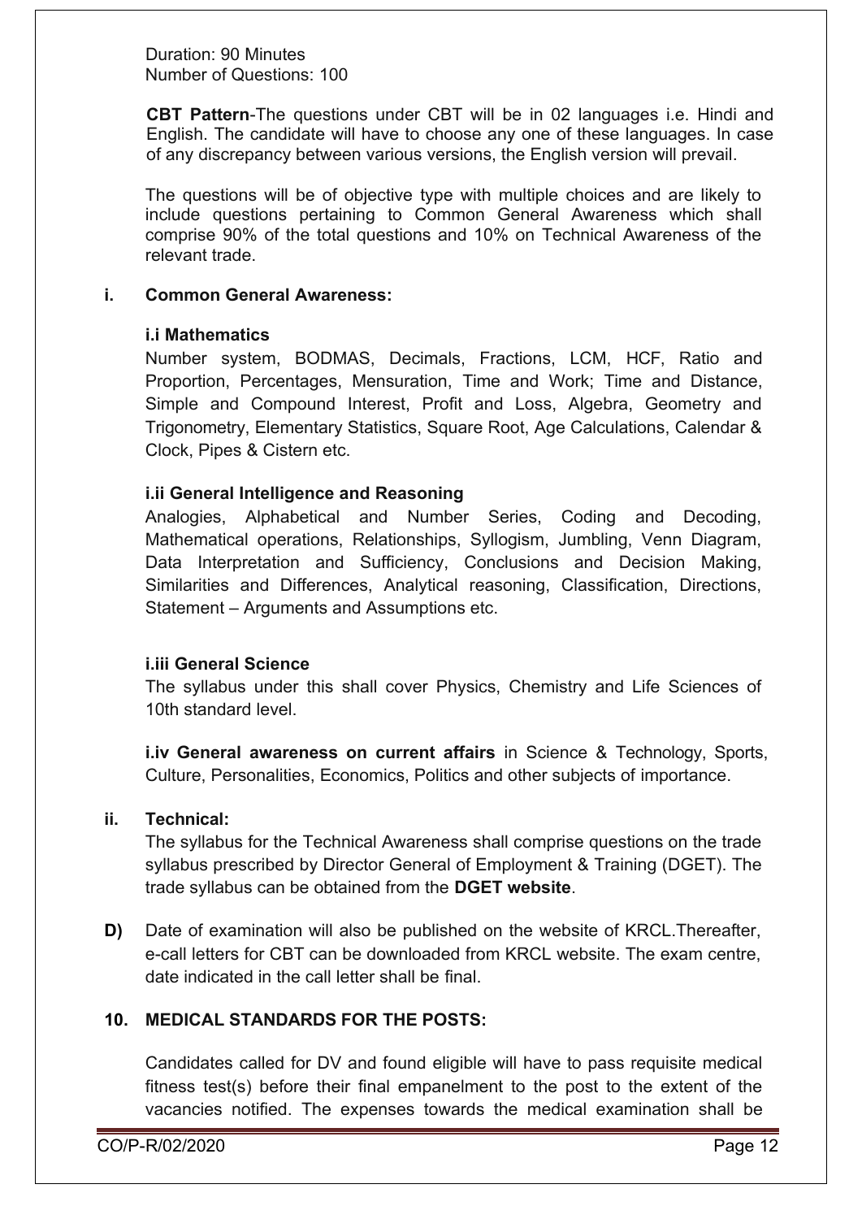Duration: 90 Minutes
Number of Questions: 100

**CBT Pattern**-The questions under CBT will be in 02 languages i.e. Hindi and English. The candidate will have to choose any one of these languages. In case of any discrepancy between various versions, the English version will prevail.

The questions will be of objective type with multiple choices and are likely to include questions pertaining to Common General Awareness which shall comprise 90% of the total questions and 10% on Technical Awareness of the relevant trade.

**i. Common General Awareness:**

**i.i Mathematics**

Number system, BODMAS, Decimals, Fractions, LCM, HCF, Ratio and Proportion, Percentages, Mensuration, Time and Work; Time and Distance, Simple and Compound Interest, Profit and Loss, Algebra, Geometry and Trigonometry, Elementary Statistics, Square Root, Age Calculations, Calendar & Clock, Pipes & Cistern etc.

**i.ii General Intelligence and Reasoning**

Analogies, Alphabetical and Number Series, Coding and Decoding, Mathematical operations, Relationships, Syllogism, Jumbling, Venn Diagram, Data Interpretation and Sufficiency, Conclusions and Decision Making, Similarities and Differences, Analytical reasoning, Classification, Directions, Statement – Arguments and Assumptions etc.

**i.iii General Science**

The syllabus under this shall cover Physics, Chemistry and Life Sciences of 10th standard level.

**i.iv General awareness on current affairs** in Science & Technology, Sports, Culture, Personalities, Economics, Politics and other subjects of importance.

**ii. Technical:**

The syllabus for the Technical Awareness shall comprise questions on the trade syllabus prescribed by Director General of Employment & Training (DGET). The trade syllabus can be obtained from the **DGET website**.

**D)** Date of examination will also be published on the website of KRCL.Thereafter, e-call letters for CBT can be downloaded from KRCL website. The exam centre, date indicated in the call letter shall be final.

**10. MEDICAL STANDARDS FOR THE POSTS:**

Candidates called for DV and found eligible will have to pass requisite medical fitness test(s) before their final empanelment to the post to the extent of the vacancies notified. The expenses towards the medical examination shall be